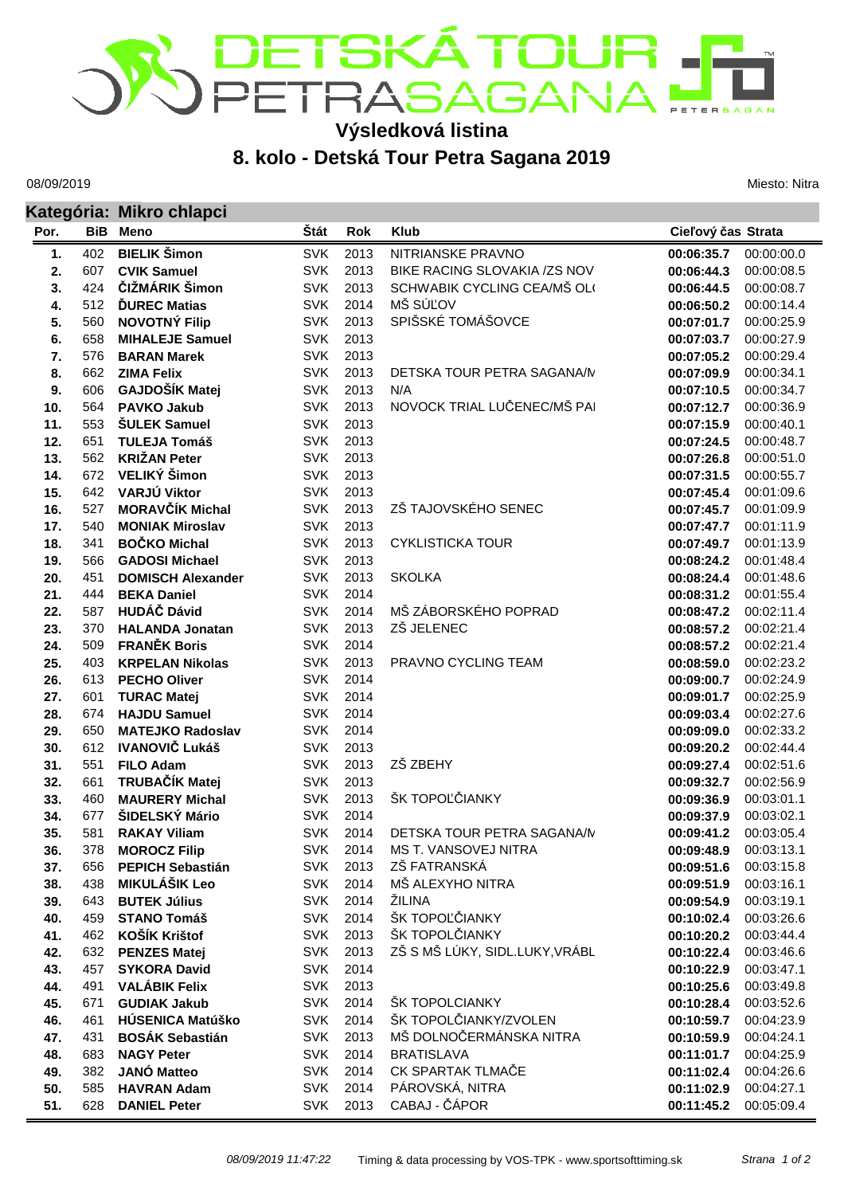# DETSKÁ TOUR PETRA SAGANA

## Výsledková listina

## 8. kolo - Detská Tour Petra Sagana 2019

08/09/2019

Miesto: Nitra

### Kategória: Mikro chlapci

| Por. | BiB | Meno | Štát | Rok | Klub | Cieľový čas | Strata |
|---|---|---|---|---|---|---|---|
| 1. | 402 | **BIELIK Šimon** | SVK | 2013 | NITRIANSKE PRAVNO | **00:06:35.7** | 00:00:00.0 |
| 2. | 607 | **CVIK Samuel** | SVK | 2013 | BIKE RACING SLOVAKIA /ZS NOV | **00:06:44.3** | 00:00:08.5 |
| 3. | 424 | **ČIŽMÁRIK Šimon** | SVK | 2013 | SCHWABIK CYCLING CEA/MŠ OL( | **00:06:44.5** | 00:00:08.7 |
| 4. | 512 | **ĎUREC Matias** | SVK | 2014 | MŠ SÚĽOV | **00:06:50.2** | 00:00:14.4 |
| 5. | 560 | **NOVOTNÝ Filip** | SVK | 2013 | SPIŠSKÉ TOMÁŠOVCE | **00:07:01.7** | 00:00:25.9 |
| 6. | 658 | **MIHALEJE Samuel** | SVK | 2013 | | **00:07:03.7** | 00:00:27.9 |
| 7. | 576 | **BARAN Marek** | SVK | 2013 | | **00:07:05.2** | 00:00:29.4 |
| 8. | 662 | **ZIMA Felix** | SVK | 2013 | DETSKA TOUR PETRA SAGANA/N | **00:07:09.9** | 00:00:34.1 |
| 9. | 606 | **GAJDOŠÍK Matej** | SVK | 2013 | N/A | **00:07:10.5** | 00:00:34.7 |
| 10. | 564 | **PAVKO Jakub** | SVK | 2013 | NOVOCK TRIAL LUČENEC/MŠ PAI | **00:07:12.7** | 00:00:36.9 |
| 11. | 553 | **ŠULEK Samuel** | SVK | 2013 | | **00:07:15.9** | 00:00:40.1 |
| 12. | 651 | **TULEJA Tomáš** | SVK | 2013 | | **00:07:24.5** | 00:00:48.7 |
| 13. | 562 | **KRIŽAN Peter** | SVK | 2013 | | **00:07:26.8** | 00:00:51.0 |
| 14. | 672 | **VELIKÝ Šimon** | SVK | 2013 | | **00:07:31.5** | 00:00:55.7 |
| 15. | 642 | **VARJÚ Viktor** | SVK | 2013 | | **00:07:45.4** | 00:01:09.6 |
| 16. | 527 | **MORAVČÍK Michal** | SVK | 2013 | ZŠ TAJOVSKÉHO SENEC | **00:07:45.7** | 00:01:09.9 |
| 17. | 540 | **MONIAK Miroslav** | SVK | 2013 | | **00:07:47.7** | 00:01:11.9 |
| 18. | 341 | **BOČKO Michal** | SVK | 2013 | CYKLISTICKA TOUR | **00:07:49.7** | 00:01:13.9 |
| 19. | 566 | **GADOSI Michael** | SVK | 2013 | | **00:08:24.2** | 00:01:48.4 |
| 20. | 451 | **DOMISCH Alexander** | SVK | 2013 | SKOLKA | **00:08:24.4** | 00:01:48.6 |
| 21. | 444 | **BEKA Daniel** | SVK | 2014 | | **00:08:31.2** | 00:01:55.4 |
| 22. | 587 | **HUDÁČ Dávid** | SVK | 2014 | MŠ ZÁBORSKÉHO POPRAD | **00:08:47.2** | 00:02:11.4 |
| 23. | 370 | **HALANDA Jonatan** | SVK | 2013 | ZŠ JELENEC | **00:08:57.2** | 00:02:21.4 |
| 24. | 509 | **FRANĚK Boris** | SVK | 2014 | | **00:08:57.2** | 00:02:21.4 |
| 25. | 403 | **KRPELAN Nikolas** | SVK | 2013 | PRAVNO CYCLING TEAM | **00:08:59.0** | 00:02:23.2 |
| 26. | 613 | **PECHO Oliver** | SVK | 2014 | | **00:09:00.7** | 00:02:24.9 |
| 27. | 601 | **TURAC Matej** | SVK | 2014 | | **00:09:01.7** | 00:02:25.9 |
| 28. | 674 | **HAJDU Samuel** | SVK | 2014 | | **00:09:03.4** | 00:02:27.6 |
| 29. | 650 | **MATEJKO Radoslav** | SVK | 2014 | | **00:09:09.0** | 00:02:33.2 |
| 30. | 612 | **IVANOVIČ Lukáš** | SVK | 2013 | | **00:09:20.2** | 00:02:44.4 |
| 31. | 551 | **FILO Adam** | SVK | 2013 | ZŠ ZBEHY | **00:09:27.4** | 00:02:51.6 |
| 32. | 661 | **TRUBAČÍK Matej** | SVK | 2013 | | **00:09:32.7** | 00:02:56.9 |
| 33. | 460 | **MAURERY Michal** | SVK | 2013 | ŠK TOPOĽČIANKY | **00:09:36.9** | 00:03:01.1 |
| 34. | 677 | **ŠIDELSKÝ Mário** | SVK | 2014 | | **00:09:37.9** | 00:03:02.1 |
| 35. | 581 | **RAKAY Viliam** | SVK | 2014 | DETSKA TOUR PETRA SAGANA/N | **00:09:41.2** | 00:03:05.4 |
| 36. | 378 | **MOROCZ Filip** | SVK | 2014 | MS T. VANSOVEJ NITRA | **00:09:48.9** | 00:03:13.1 |
| 37. | 656 | **PEPICH Sebastián** | SVK | 2013 | ZŠ FATRANSKÁ | **00:09:51.6** | 00:03:15.8 |
| 38. | 438 | **MIKULÁŠIK Leo** | SVK | 2014 | MŠ ALEXYHO NITRA | **00:09:51.9** | 00:03:16.1 |
| 39. | 643 | **BUTEK Július** | SVK | 2014 | ŽILINA | **00:09:54.9** | 00:03:19.1 |
| 40. | 459 | **STANO Tomáš** | SVK | 2014 | ŠK TOPOĽČIANKY | **00:10:02.4** | 00:03:26.6 |
| 41. | 462 | **KOŠÍK Krištof** | SVK | 2013 | ŠK TOPOLČIANKY | **00:10:20.2** | 00:03:44.4 |
| 42. | 632 | **PENZES Matej** | SVK | 2013 | ZŠ S MŠ LÚKY, SIDL.LUKY,VRÁBL | **00:10:22.4** | 00:03:46.6 |
| 43. | 457 | **SYKORA David** | SVK | 2014 | | **00:10:22.9** | 00:03:47.1 |
| 44. | 491 | **VALÁBIK Felix** | SVK | 2013 | | **00:10:25.6** | 00:03:49.8 |
| 45. | 671 | **GUDIAK Jakub** | SVK | 2014 | ŠK TOPOLCIANKY | **00:10:28.4** | 00:03:52.6 |
| 46. | 461 | **HÚSENICA Matúško** | SVK | 2014 | ŠK TOPOLČIANKY/ZVOLEN | **00:10:59.7** | 00:04:23.9 |
| 47. | 431 | **BOSÁK Sebastián** | SVK | 2013 | MŠ DOLNOČERMÁNSKA NITRA | **00:10:59.9** | 00:04:24.1 |
| 48. | 683 | **NAGY Peter** | SVK | 2014 | BRATISLAVA | **00:11:01.7** | 00:04:25.9 |
| 49. | 382 | **JANÓ Matteo** | SVK | 2014 | CK SPARTAK TLMAČE | **00:11:02.4** | 00:04:26.6 |
| 50. | 585 | **HAVRAN Adam** | SVK | 2014 | PÁROVSKÁ, NITRA | **00:11:02.9** | 00:04:27.1 |
| 51. | 628 | **DANIEL Peter** | SVK | 2013 | CABAJ - ČÁPOR | **00:11:45.2** | 00:05:09.4 |

*08/09/2019 11:47:22* Timing & data processing by VOS-TPK - www.sportsofttiming.sk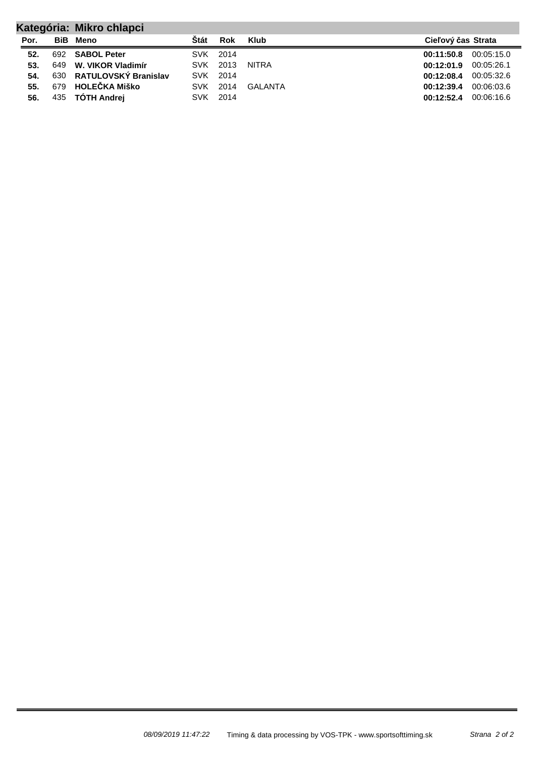## Kategória: Mikro chlapci

| Por. | BiB | Meno | Štát | Rok | Klub | Cieľový čas | Strata |
|---|---|---|---|---|---|---|---|
| **52.** | 692 | **SABOL Peter** | SVK | 2014 | | **00:11:50.8** | 00:05:15.0 |
| **53.** | 649 | **W. VIKOR Vladimír** | SVK | 2013 | NITRA | **00:12:01.9** | 00:05:26.1 |
| **54.** | 630 | **RATULOVSKÝ Branislav** | SVK | 2014 | | **00:12:08.4** | 00:05:32.6 |
| **55.** | 679 | **HOLEČKA Miško** | SVK | 2014 | GALANTA | **00:12:39.4** | 00:06:03.6 |
| **56.** | 435 | **TÓTH Andrej** | SVK | 2014 | | **00:12:52.4** | 00:06:16.6 |

*08/09/2019 11:47:22* Timing & data processing by VOS-TPK - www.sportsofttiming.sk